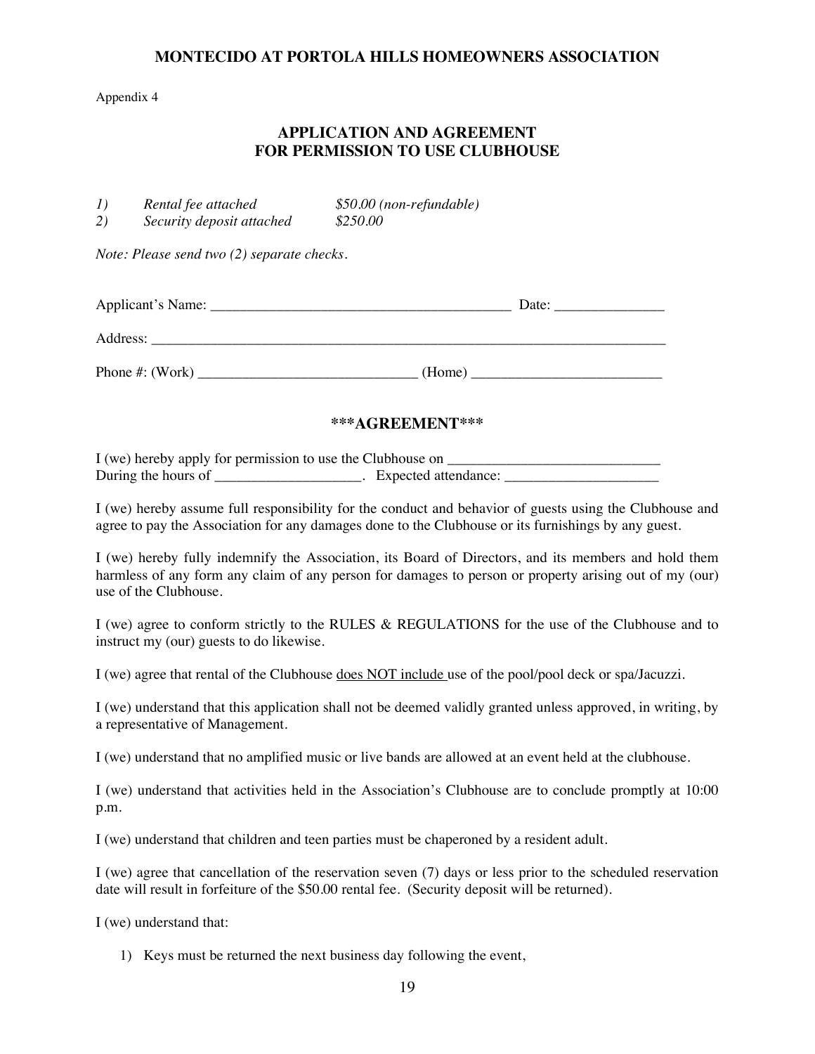# MONTECIDO AT PORTOLA HILLS HOMEOWNERS ASSOCIATION

Appendix 4

## APPLICATION AND AGREEMENT FOR PERMISSION TO USE CLUBHOUSE

*1) Rental fee attached $50.00 (non-refundable)*
*2) Security deposit attached $250.00*

*Note: Please send two (2) separate checks.*

Applicant's Name: __________________________________________ Date: _______________

Address: ___________________________________________________________________________

Phone #: (Work) ______________________________ (Home) __________________________

## \*\*\*AGREEMENT\*\*\*

I (we) hereby apply for permission to use the Clubhouse on ______________________________
During the hours of ____________________. Expected attendance: ______________________

I (we) hereby assume full responsibility for the conduct and behavior of guests using the Clubhouse and agree to pay the Association for any damages done to the Clubhouse or its furnishings by any guest.

I (we) hereby fully indemnify the Association, its Board of Directors, and its members and hold them harmless of any form any claim of any person for damages to person or property arising out of my (our) use of the Clubhouse.

I (we) agree to conform strictly to the RULES & REGULATIONS for the use of the Clubhouse and to instruct my (our) guests to do likewise.

I (we) agree that rental of the Clubhouse <u>does NOT include</u> use of the pool/pool deck or spa/Jacuzzi.

I (we) understand that this application shall not be deemed validly granted unless approved, in writing, by a representative of Management.

I (we) understand that no amplified music or live bands are allowed at an event held at the clubhouse.

I (we) understand that activities held in the Association's Clubhouse are to conclude promptly at 10:00 p.m.

I (we) understand that children and teen parties must be chaperoned by a resident adult.

I (we) agree that cancellation of the reservation seven (7) days or less prior to the scheduled reservation date will result in forfeiture of the $50.00 rental fee. (Security deposit will be returned).

I (we) understand that:

1) Keys must be returned the next business day following the event,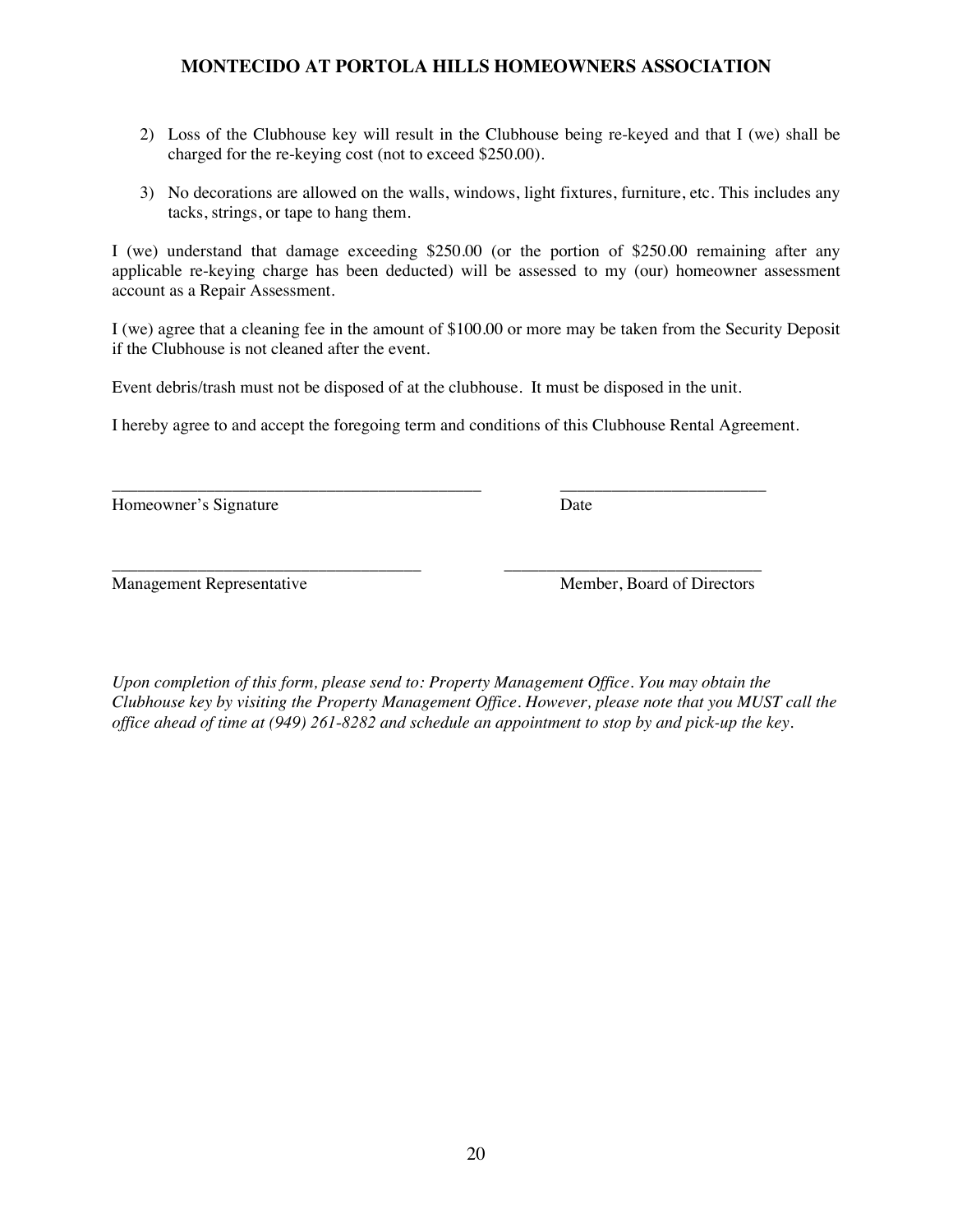2) Loss of the Clubhouse key will result in the Clubhouse being re-keyed and that I (we) shall be charged for the re-keying cost (not to exceed $250.00).

3) No decorations are allowed on the walls, windows, light fixtures, furniture, etc. This includes any tacks, strings, or tape to hang them.

I (we) understand that damage exceeding $250.00 (or the portion of $250.00 remaining after any applicable re-keying charge has been deducted) will be assessed to my (our) homeowner assessment account as a Repair Assessment.

I (we) agree that a cleaning fee in the amount of $100.00 or more may be taken from the Security Deposit if the Clubhouse is not cleaned after the event.

Event debris/trash must not be disposed of at the clubhouse. It must be disposed in the unit.

I hereby agree to and accept the foregoing term and conditions of this Clubhouse Rental Agreement.

_____________________________________________ ________________________

Homeowner's Signature Date

____________________________________ ______________________________

Management Representative Member, Board of Directors

*Upon completion of this form, please send to: Property Management Office. You may obtain the Clubhouse key by visiting the Property Management Office. However, please note that you MUST call the office ahead of time at (949) 261-8282 and schedule an appointment to stop by and pick-up the key.*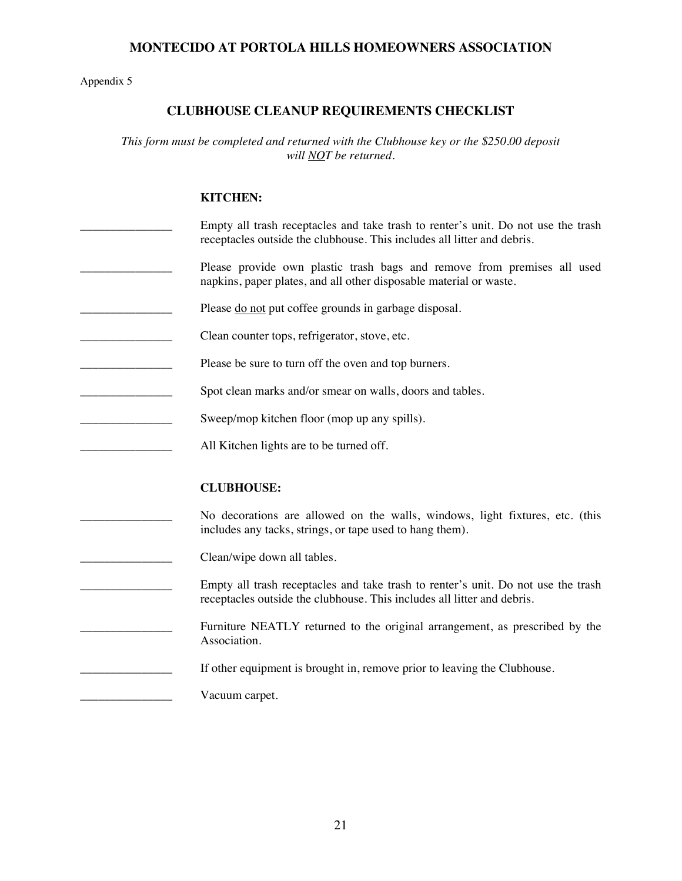# MONTECIDO AT PORTOLA HILLS HOMEOWNERS ASSOCIATION

Appendix 5

## CLUBHOUSE CLEANUP REQUIREMENTS CHECKLIST

*This form must be completed and returned with the Clubhouse key or the $250.00 deposit will NOT be returned.*

### KITCHEN:

_______________ Empty all trash receptacles and take trash to renter's unit. Do not use the trash receptacles outside the clubhouse. This includes all litter and debris.

_______________ Please provide own plastic trash bags and remove from premises all used napkins, paper plates, and all other disposable material or waste.

_______________ Please do not put coffee grounds in garbage disposal.

_______________ Clean counter tops, refrigerator, stove, etc.

_______________ Please be sure to turn off the oven and top burners.

_______________ Spot clean marks and/or smear on walls, doors and tables.

_______________ Sweep/mop kitchen floor (mop up any spills).

_______________ All Kitchen lights are to be turned off.

### CLUBHOUSE:

_______________ No decorations are allowed on the walls, windows, light fixtures, etc. (this includes any tacks, strings, or tape used to hang them).

_______________ Clean/wipe down all tables.

_______________ Empty all trash receptacles and take trash to renter's unit. Do not use the trash receptacles outside the clubhouse. This includes all litter and debris.

_______________ Furniture NEATLY returned to the original arrangement, as prescribed by the Association.

_______________ If other equipment is brought in, remove prior to leaving the Clubhouse.

_______________ Vacuum carpet.